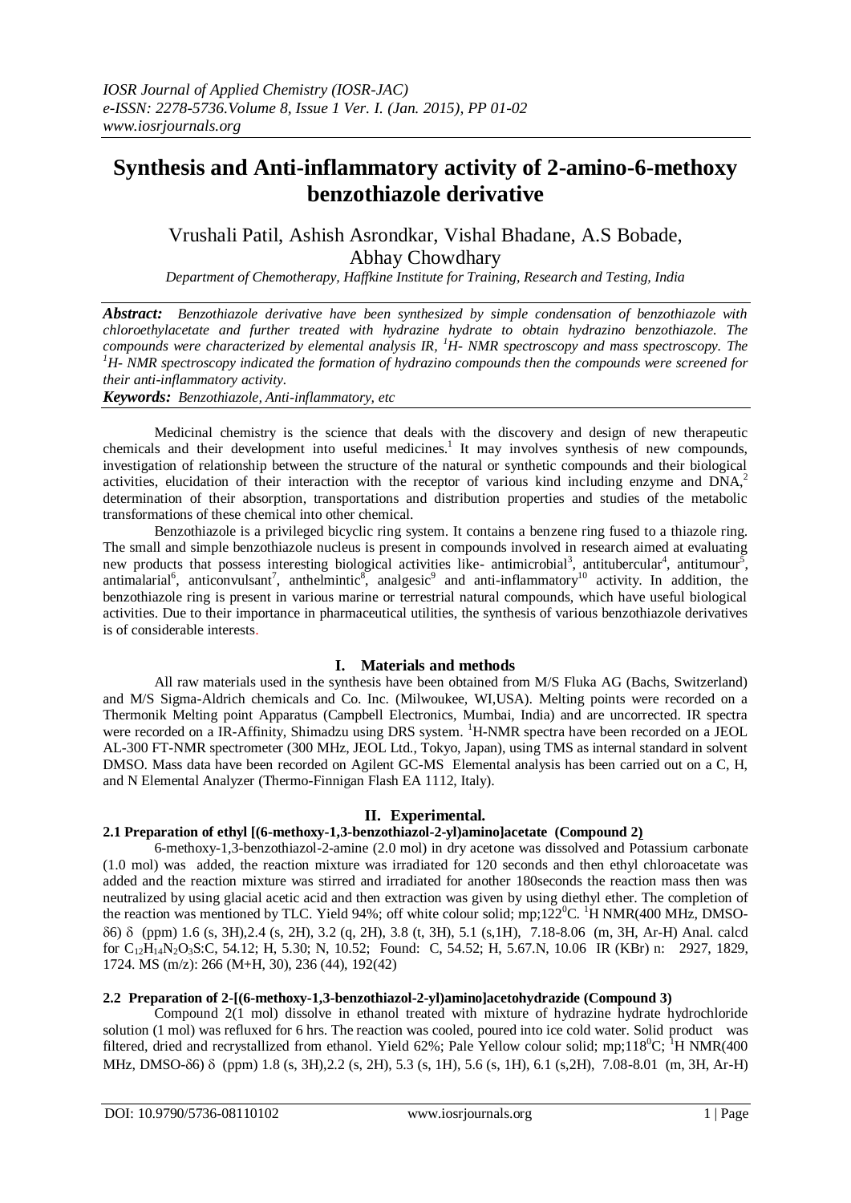# Synthesis and Anti-inflammatory activity of 2-amino-6-methoxy benzothiazole derivative

Vrushali Patil, Ashish Asrondkar, Vishal Bhadane, A.S Bobade, Abhay Chowdhary

*Department of Chemotherapy, Haffkine Institute for Training, Research and Testing, India*

***Abstract:*** *Benzothiazole derivative have been synthesized by simple condensation of benzothiazole with chloroethylacetate and further treated with hydrazine hydrate to obtain hydrazino benzothiazole. The compounds were characterized by elemental analysis IR, $^{1}$H- NMR spectroscopy and mass spectroscopy. The $^{1}$H- NMR spectroscopy indicated the formation of hydrazino compounds then the compounds were screened for their anti-inflammatory activity.*

***Keywords:*** *Benzothiazole, Anti-inflammatory, etc*

Medicinal chemistry is the science that deals with the discovery and design of new therapeutic chemicals and their development into useful medicines.[1] It may involves synthesis of new compounds, investigation of relationship between the structure of the natural or synthetic compounds and their biological activities, elucidation of their interaction with the receptor of various kind including enzyme and DNA,[2] determination of their absorption, transportations and distribution properties and studies of the metabolic transformations of these chemical into other chemical.

Benzothiazole is a privileged bicyclic ring system. It contains a benzene ring fused to a thiazole ring. The small and simple benzothiazole nucleus is present in compounds involved in research aimed at evaluating new products that possess interesting biological activities like- antimicrobial[3], antitubercular[4], antitumour[5], antimalarial[6], anticonvulsant[7], anthelmintic[8], analgesic[9] and anti-inflammatory[10] activity. In addition, the benzothiazole ring is present in various marine or terrestrial natural compounds, which have useful biological activities. Due to their importance in pharmaceutical utilities, the synthesis of various benzothiazole derivatives is of considerable interests.

## I. Materials and methods

All raw materials used in the synthesis have been obtained from M/S Fluka AG (Bachs, Switzerland) and M/S Sigma-Aldrich chemicals and Co. Inc. (Milwoukee, WI,USA). Melting points were recorded on a Thermonik Melting point Apparatus (Campbell Electronics, Mumbai, India) and are uncorrected. IR spectra were recorded on a IR-Affinity, Shimadzu using DRS system. $^{1}$H-NMR spectra have been recorded on a JEOL AL-300 FT-NMR spectrometer (300 MHz, JEOL Ltd., Tokyo, Japan), using TMS as internal standard in solvent DMSO. Mass data have been recorded on Agilent GC-MS Elemental analysis has been carried out on a C, H, and N Elemental Analyzer (Thermo-Finnigan Flash EA 1112, Italy).

## II. Experimental.

### 2.1 Preparation of ethyl [(6-methoxy-1,3-benzothiazol-2-yl)amino]acetate (Compound 2)

6-methoxy-1,3-benzothiazol-2-amine (2.0 mol) in dry acetone was dissolved and Potassium carbonate (1.0 mol) was added, the reaction mixture was irradiated for 120 seconds and then ethyl chloroacetate was added and the reaction mixture was stirred and irradiated for another 180seconds the reaction mass then was neutralized by using glacial acetic acid and then extraction was given by using diethyl ether. The completion of the reaction was mentioned by TLC. Yield 94%; off white colour solid; mp;122$^{0}$C. $^{1}$H NMR(400 MHz, DMSO-δ6) δ (ppm) 1.6 (s, 3H),2.4 (s, 2H), 3.2 (q, 2H), 3.8 (t, 3H), 5.1 (s,1H), 7.18-8.06 (m, 3H, Ar-H) Anal. calcd for $C_{12}H_{14}N_2O_3S$:C, 54.12; H, 5.30; N, 10.52; Found: C, 54.52; H, 5.67.N, 10.06 IR (KBr) n: 2927, 1829, 1724. MS (m/z): 266 (M+H, 30), 236 (44), 192(42)

### 2.2 Preparation of 2-[(6-methoxy-1,3-benzothiazol-2-yl)amino]acetohydrazide (Compound 3)

Compound 2(1 mol) dissolve in ethanol treated with mixture of hydrazine hydrate hydrochloride solution (1 mol) was refluxed for 6 hrs. The reaction was cooled, poured into ice cold water. Solid product was filtered, dried and recrystallized from ethanol. Yield 62%; Pale Yellow colour solid; mp;118$^{0}$C; $^{1}$H NMR(400 MHz, DMSO-δ6) δ (ppm) 1.8 (s, 3H),2.2 (s, 2H), 5.3 (s, 1H), 5.6 (s, 1H), 6.1 (s,2H), 7.08-8.01 (m, 3H, Ar-H)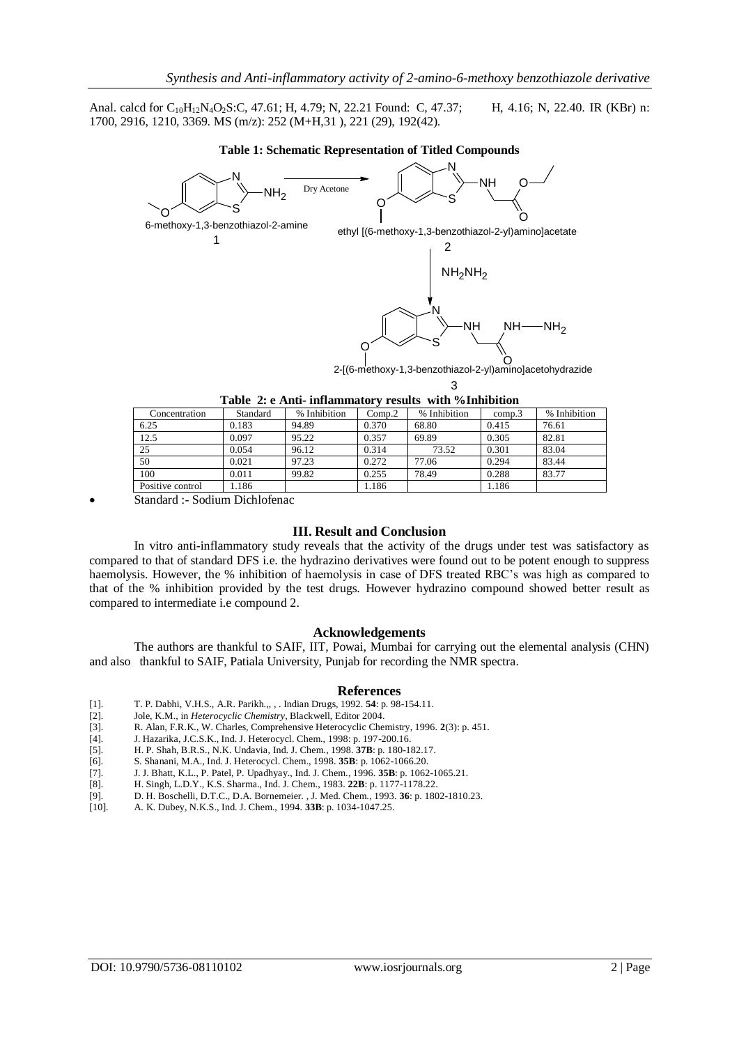Anal. calcd for $C_{10}H_{12}N_4O_2S$:C, 47.61; H, 4.79; N, 22.21 Found: C, 47.37; H, 4.16; N, 22.40. IR (KBr) n: 1700, 2916, 1210, 3369. MS (m/z): 252 (M+H,31 ), 221 (29), 192(42).

**Table 1: Schematic Representation of Titled Compounds**

6-methoxy-1,3-benzothiazol-2-amine

1

Dry Acetone

ethyl [(6-methoxy-1,3-benzothiazol-2-yl)amino]acetate

2

$NH_2NH_2$

2-[(6-methoxy-1,3-benzothiazol-2-yl)amino]acetohydrazide

3

**Table 2: e Anti- inflammatory results with %Inhibition**

| Concentration | Standard | % Inhibition | Comp.2 | % Inhibition | comp.3 | % Inhibition |
|---|---|---|---|---|---|---|
| 6.25 | 0.183 | 94.89 | 0.370 | 68.80 | 0.415 | 76.61 |
| 12.5 | 0.097 | 95.22 | 0.357 | 69.89 | 0.305 | 82.81 |
| 25 | 0.054 | 96.12 | 0.314 | 73.52 | 0.301 | 83.04 |
| 50 | 0.021 | 97.23 | 0.272 | 77.06 | 0.294 | 83.44 |
| 100 | 0.011 | 99.82 | 0.255 | 78.49 | 0.288 | 83.77 |
| Positive control | 1.186 | | 1.186 | | 1.186 | |

- Standard :- Sodium Dichlofenac

## III. Result and Conclusion

In vitro anti-inflammatory study reveals that the activity of the drugs under test was satisfactory as compared to that of standard DFS i.e. the hydrazino derivatives were found out to be potent enough to suppress haemolysis. However, the % inhibition of haemolysis in case of DFS treated RBC's was high as compared to that of the % inhibition provided by the test drugs. However hydrazino compound showed better result as compared to intermediate i.e compound 2.

## Acknowledgements

The authors are thankful to SAIF, IIT, Powai, Mumbai for carrying out the elemental analysis (CHN) and also thankful to SAIF, Patiala University, Punjab for recording the NMR spectra.

## References

[1]. T. P. Dabhi, V.H.S., A.R. Parikh.,, , . Indian Drugs, 1992. **54**: p. 98-154.11.

[2]. Jole, K.M., in *Heterocyclic Chemistry*, Blackwell, Editor 2004.

[3]. R. Alan, F.R.K., W. Charles, Comprehensive Heterocyclic Chemistry, 1996. **2**(3): p. 451.

[4]. J. Hazarika, J.C.S.K., Ind. J. Heterocycl. Chem., 1998: p. 197-200.16.

[5]. H. P. Shah, B.R.S., N.K. Undavia, Ind. J. Chem., 1998. **37B**: p. 180-182.17.

[6]. S. Shanani, M.A., Ind. J. Heterocycl. Chem., 1998. **35B**: p. 1062-1066.20.

[7]. J. J. Bhatt, K.L., P. Patel, P. Upadhyay., Ind. J. Chem., 1996. **35B**: p. 1062-1065.21.

[8]. H. Singh, L.D.Y., K.S. Sharma., Ind. J. Chem., 1983. **22B**: p. 1177-1178.22.

[9]. D. H. Boschelli, D.T.C., D.A. Bornemeier. , J. Med. Chem., 1993. **36**: p. 1802-1810.23.

[10]. A. K. Dubey, N.K.S., Ind. J. Chem., 1994. **33B**: p. 1034-1047.25.